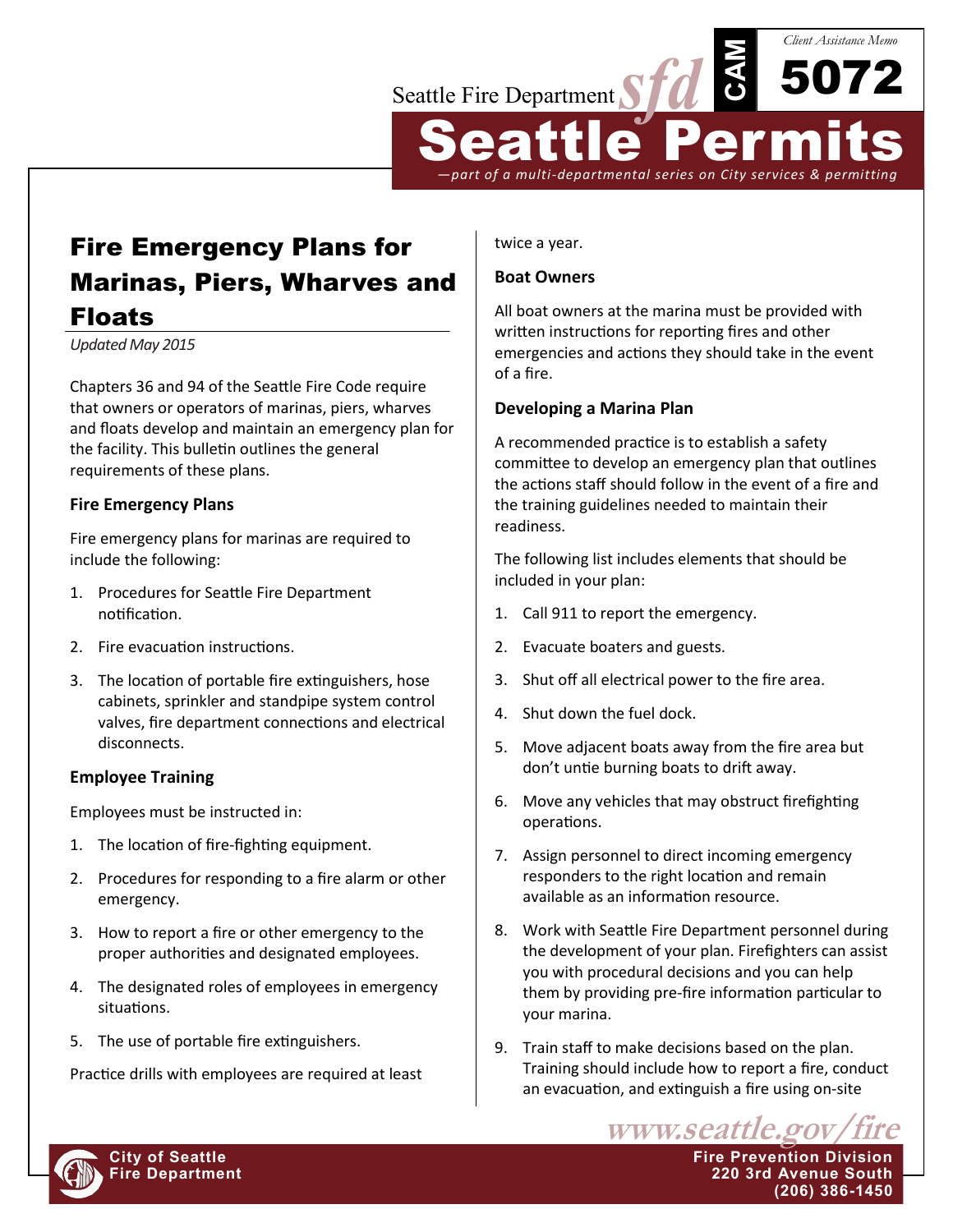# Fire Emergency Plans for Marinas, Piers, Wharves and Floats

*Updated May 2015*

Chapters 36 and 94 of the Seattle Fire Code require that owners or operators of marinas, piers, wharves and floats develop and maintain an emergency plan for the facility. This bulletin outlines the general requirements of these plans.

### Fire Emergency Plans

Fire emergency plans for marinas are required to include the following:

1. Procedures for Seattle Fire Department notification.
2. Fire evacuation instructions.
3. The location of portable fire extinguishers, hose cabinets, sprinkler and standpipe system control valves, fire department connections and electrical disconnects.

### Employee Training

Employees must be instructed in:

1. The location of fire-fighting equipment.
2. Procedures for responding to a fire alarm or other emergency.
3. How to report a fire or other emergency to the proper authorities and designated employees.
4. The designated roles of employees in emergency situations.
5. The use of portable fire extinguishers.

Practice drills with employees are required at least twice a year.

### Boat Owners

All boat owners at the marina must be provided with written instructions for reporting fires and other emergencies and actions they should take in the event of a fire.

### Developing a Marina Plan

A recommended practice is to establish a safety committee to develop an emergency plan that outlines the actions staff should follow in the event of a fire and the training guidelines needed to maintain their readiness.

The following list includes elements that should be included in your plan:

1. Call 911 to report the emergency.
2. Evacuate boaters and guests.
3. Shut off all electrical power to the fire area.
4. Shut down the fuel dock.
5. Move adjacent boats away from the fire area but don't untie burning boats to drift away.
6. Move any vehicles that may obstruct firefighting operations.
7. Assign personnel to direct incoming emergency responders to the right location and remain available as an information resource.
8. Work with Seattle Fire Department personnel during the development of your plan. Firefighters can assist you with procedural decisions and you can help them by providing pre-fire information particular to your marina.
9. Train staff to make decisions based on the plan. Training should include how to report a fire, conduct an evacuation, and extinguish a fire using on-site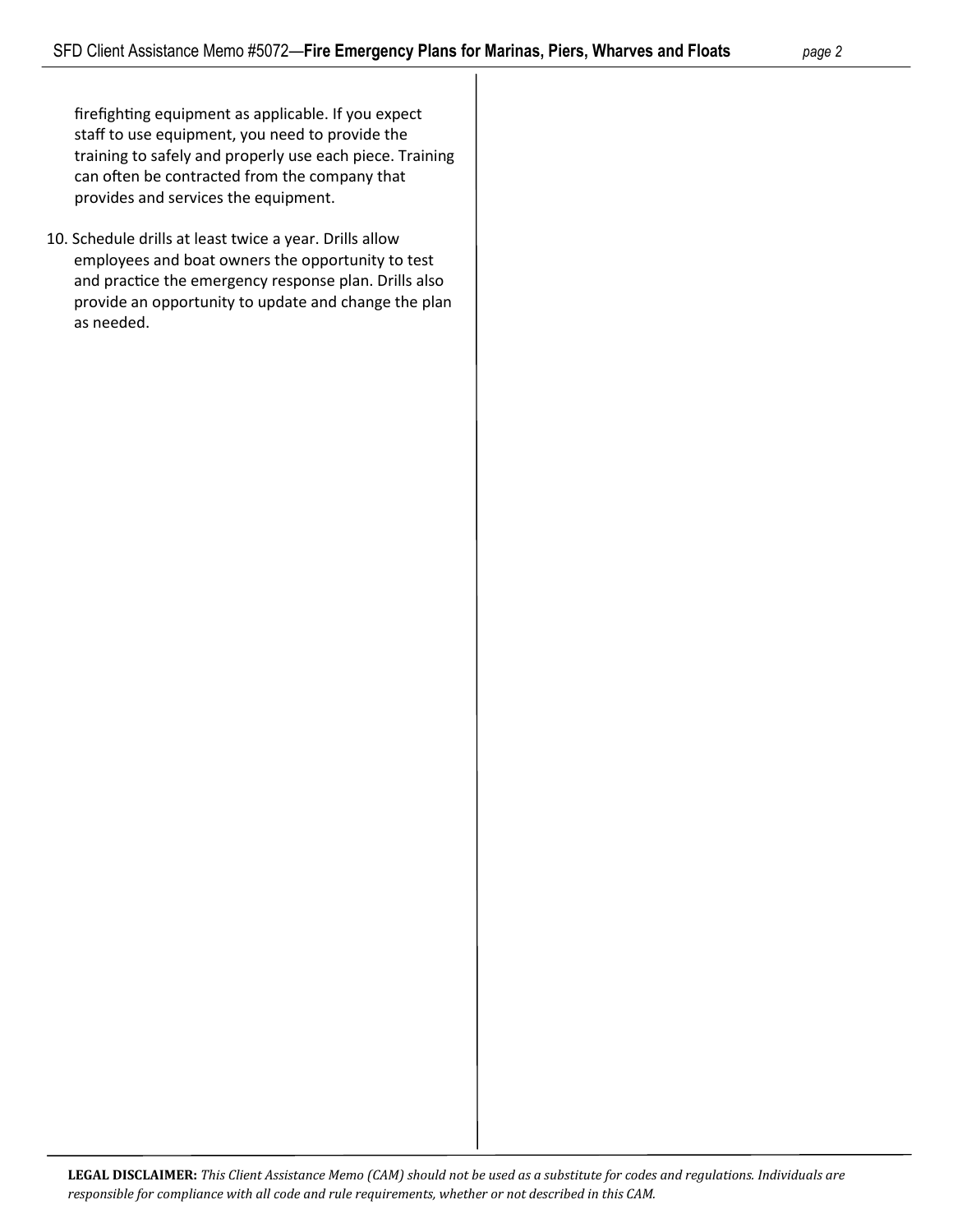firefighting equipment as applicable. If you expect staff to use equipment, you need to provide the training to safely and properly use each piece. Training can often be contracted from the company that provides and services the equipment.

10. Schedule drills at least twice a year. Drills allow employees and boat owners the opportunity to test and practice the emergency response plan. Drills also provide an opportunity to update and change the plan as needed.

**LEGAL DISCLAIMER:** *This Client Assistance Memo (CAM) should not be used as a substitute for codes and regulations. Individuals are responsible for compliance with all code and rule requirements, whether or not described in this CAM.*